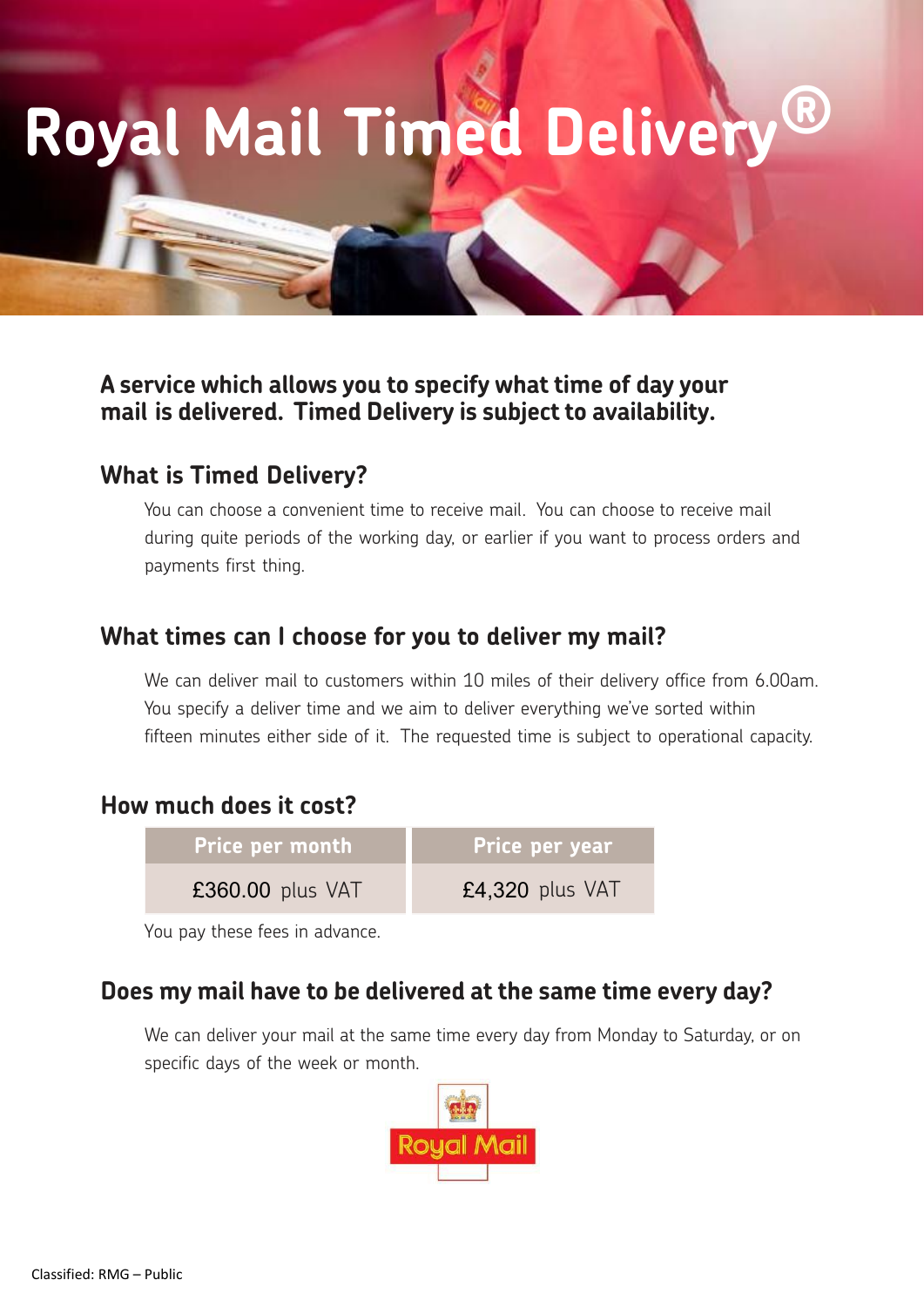# Royal Mail Timed Delivery®

**A service which allows you to specify what time of day your mail is delivered. Timed Delivery is subject to availability.**

## What is Timed Delivery?

You can choose a convenient time to receive mail. You can choose to receive mail during quite periods of the working day, or earlier if you want to process orders and payments first thing.

## What times can I choose for you to deliver my mail?

We can deliver mail to customers within 10 miles of their delivery office from 6.00am. You specify a deliver time and we aim to deliver everything we've sorted within fifteen minutes either side of it. The requested time is subject to operational capacity.

## How much does it cost?

| Price per month | Price per year |
|---|---|
| £360.00 plus VAT | £4,320 plus VAT |

You pay these fees in advance.

## Does my mail have to be delivered at the same time every day?

We can deliver your mail at the same time every day from Monday to Saturday, or on specific days of the week or month.

Royal Mail

Classified: RMG – Public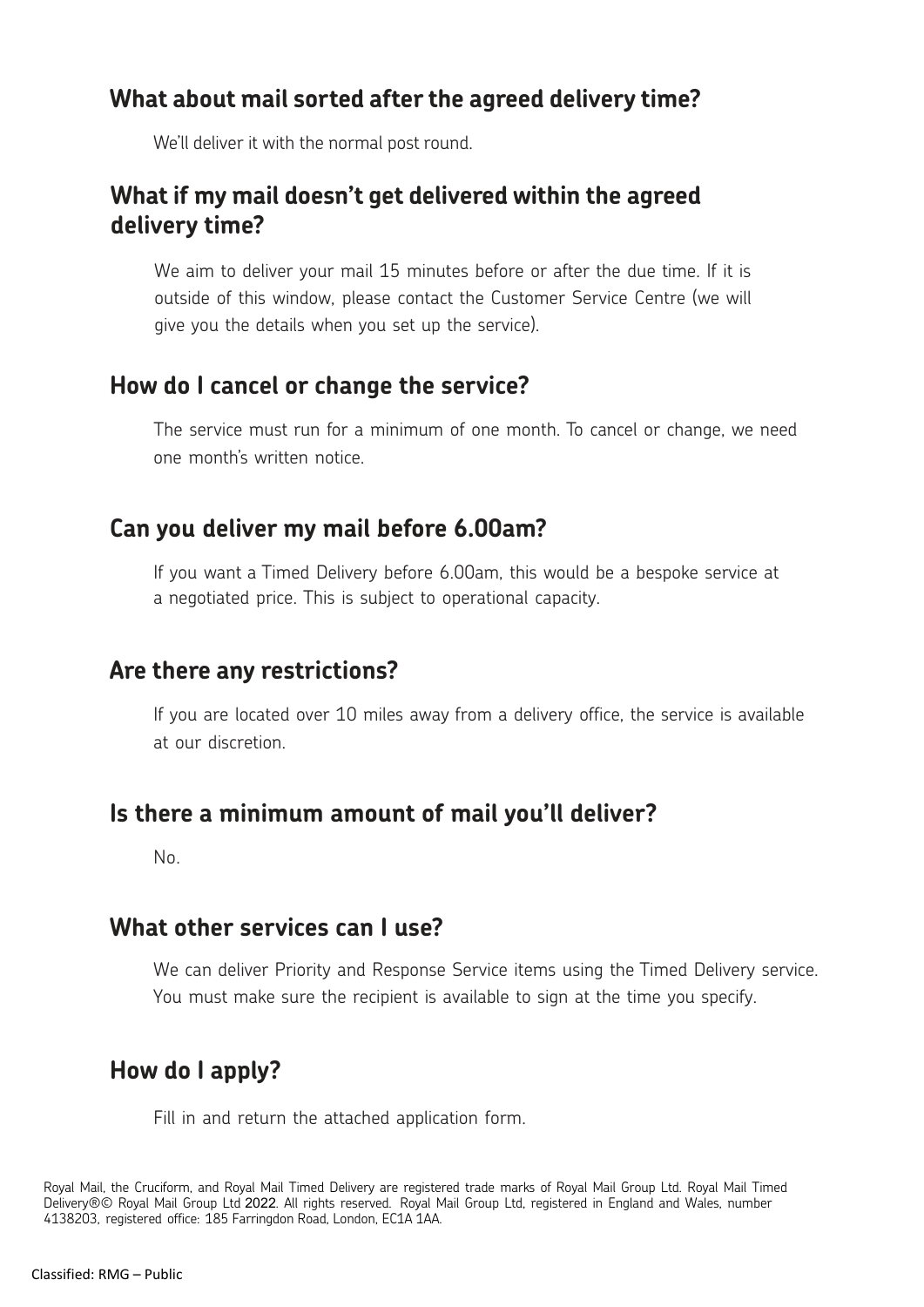## What about mail sorted after the agreed delivery time?

We'll deliver it with the normal post round.

## What if my mail doesn't get delivered within the agreed delivery time?

We aim to deliver your mail 15 minutes before or after the due time. If it is outside of this window, please contact the Customer Service Centre (we will give you the details when you set up the service).

## How do I cancel or change the service?

The service must run for a minimum of one month. To cancel or change, we need one month's written notice.

## Can you deliver my mail before 6.00am?

If you want a Timed Delivery before 6.00am, this would be a bespoke service at a negotiated price. This is subject to operational capacity.

## Are there any restrictions?

If you are located over 10 miles away from a delivery office, the service is available at our discretion.

## Is there a minimum amount of mail you'll deliver?

No.

## What other services can I use?

We can deliver Priority and Response Service items using the Timed Delivery service. You must make sure the recipient is available to sign at the time you specify.

## How do I apply?

Fill in and return the attached application form.

Royal Mail, the Cruciform, and Royal Mail Timed Delivery are registered trade marks of Royal Mail Group Ltd. Royal Mail Timed Delivery®© Royal Mail Group Ltd 2022. All rights reserved. Royal Mail Group Ltd, registered in England and Wales, number 4138203, registered office: 185 Farringdon Road, London, EC1A 1AA.

Classified: RMG – Public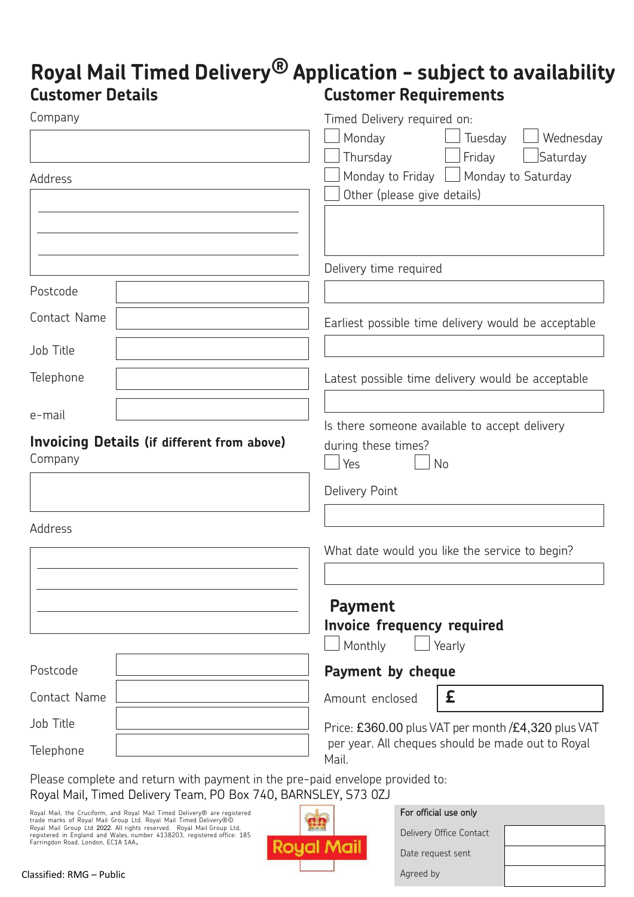# Royal Mail Timed Delivery® Application – subject to availability

## Customer Details

Company

Address

Postcode

Contact Name

Job Title

Telephone

e-mail

### Invoicing Details (if different from above)

Company

Address

Postcode

Contact Name

Job Title

Telephone

## Customer Requirements

Timed Delivery required on:

- ☐ Monday
- ☐ Tuesday
- ☐ Wednesday
- ☐ Thursday
- ☐ Friday
- ☐ Saturday
- ☐ Monday to Friday
- ☐ Monday to Saturday
- ☐ Other (please give details)

Delivery time required

Earliest possible time delivery would be acceptable

Latest possible time delivery would be acceptable

Is there someone available to accept delivery during these times?

- ☐ Yes
- ☐ No

Delivery Point

What date would you like the service to begin?

## Payment

### Invoice frequency required

- ☐ Monthly
- ☐ Yearly

### Payment by cheque

Amount enclosed £

Price: £360.00 plus VAT per month /£4,320 plus VAT per year. All cheques should be made out to Royal Mail.

Please complete and return with payment in the pre-paid envelope provided to:
Royal Mail, Timed Delivery Team, PO Box 740, BARNSLEY, S73 0ZJ

Royal Mail, the Cruciform, and Royal Mail Timed Delivery® are registered trade marks of Royal Mail Group Ltd. Royal Mail Timed Delivery®© Royal Mail Group Ltd 2022. All rights reserved. Royal Mail Group Ltd, registered in England and Wales, number 4138203, registered office: 185 Farringdon Road, London, EC1A 1AA.

Royal Mail

| For official use only | |
|---|---|
| Delivery Office Contact | |
| Date request sent | |
| Agreed by | |

Classified: RMG – Public